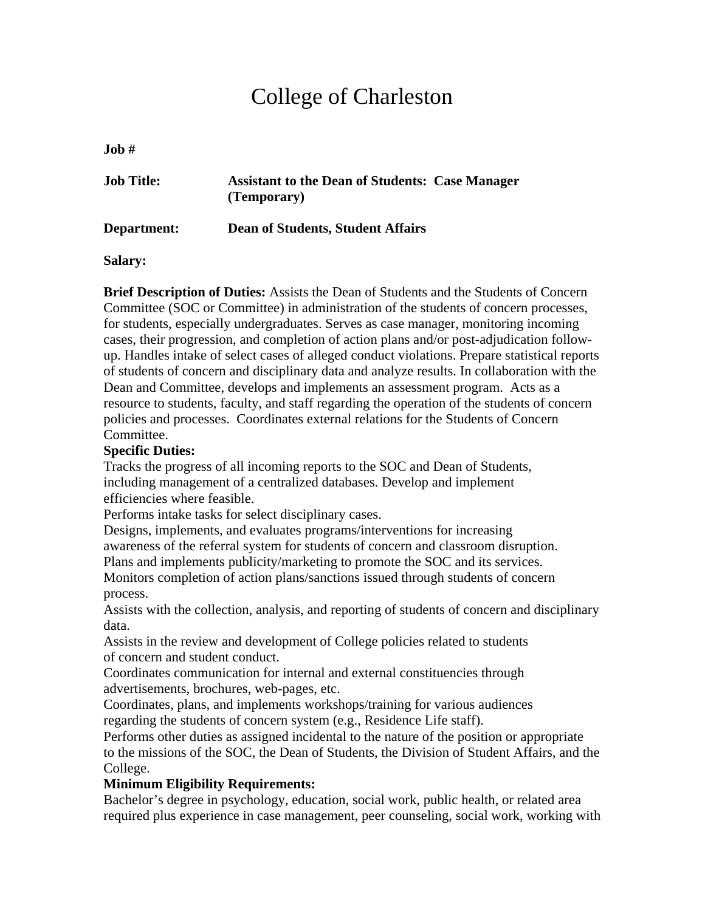# College of Charleston

**Job #**

**Job Title:** **Assistant to the Dean of Students: Case Manager (Temporary)**

**Department:** **Dean of Students, Student Affairs**

**Salary:**

**Brief Description of Duties:** Assists the Dean of Students and the Students of Concern Committee (SOC or Committee) in administration of the students of concern processes, for students, especially undergraduates. Serves as case manager, monitoring incoming cases, their progression, and completion of action plans and/or post-adjudication follow-up. Handles intake of select cases of alleged conduct violations. Prepare statistical reports of students of concern and disciplinary data and analyze results. In collaboration with the Dean and Committee, develops and implements an assessment program. Acts as a resource to students, faculty, and staff regarding the operation of the students of concern policies and processes. Coordinates external relations for the Students of Concern Committee.

**Specific Duties:**

Tracks the progress of all incoming reports to the SOC and Dean of Students, including management of a centralized databases. Develop and implement efficiencies where feasible.

Performs intake tasks for select disciplinary cases.

Designs, implements, and evaluates programs/interventions for increasing awareness of the referral system for students of concern and classroom disruption.

Plans and implements publicity/marketing to promote the SOC and its services.

Monitors completion of action plans/sanctions issued through students of concern process.

Assists with the collection, analysis, and reporting of students of concern and disciplinary data.

Assists in the review and development of College policies related to students of concern and student conduct.

Coordinates communication for internal and external constituencies through advertisements, brochures, web-pages, etc.

Coordinates, plans, and implements workshops/training for various audiences regarding the students of concern system (e.g., Residence Life staff).

Performs other duties as assigned incidental to the nature of the position or appropriate to the missions of the SOC, the Dean of Students, the Division of Student Affairs, and the College.

**Minimum Eligibility Requirements:**

Bachelor's degree in psychology, education, social work, public health, or related area required plus experience in case management, peer counseling, social work, working with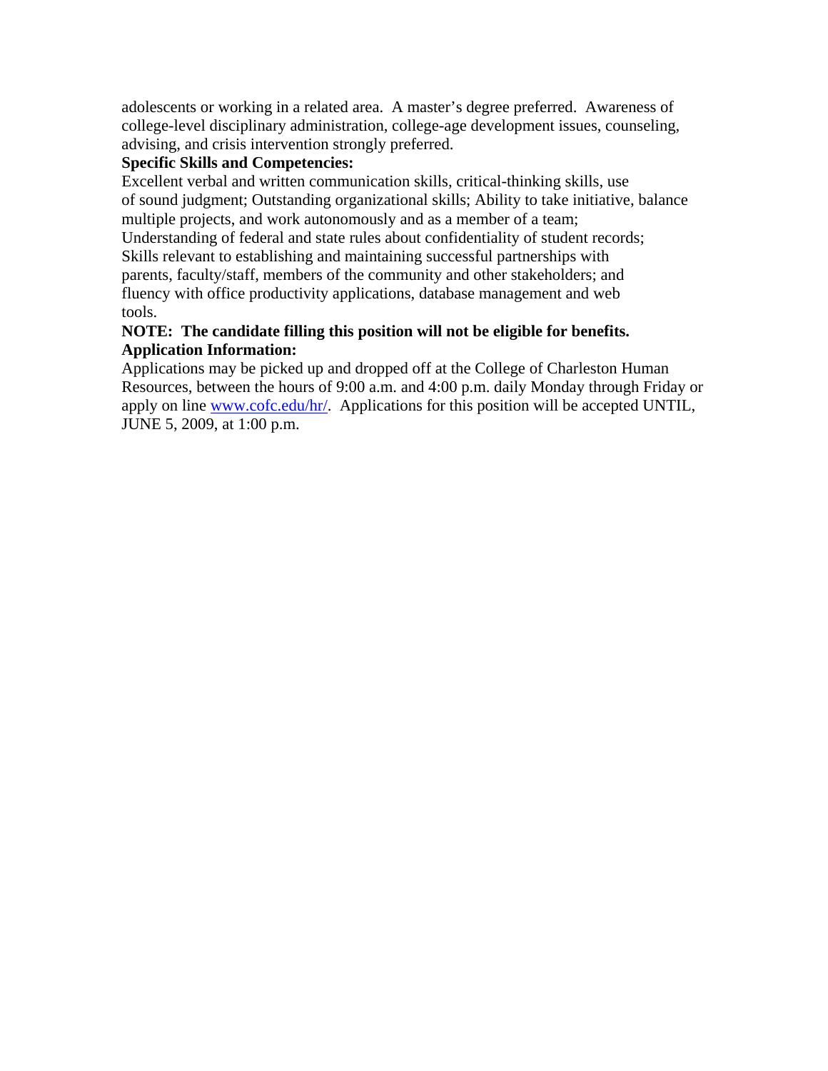adolescents or working in a related area. A master's degree preferred. Awareness of college-level disciplinary administration, college-age development issues, counseling, advising, and crisis intervention strongly preferred.

**Specific Skills and Competencies:**

Excellent verbal and written communication skills, critical-thinking skills, use of sound judgment; Outstanding organizational skills; Ability to take initiative, balance multiple projects, and work autonomously and as a member of a team; Understanding of federal and state rules about confidentiality of student records; Skills relevant to establishing and maintaining successful partnerships with parents, faculty/staff, members of the community and other stakeholders; and fluency with office productivity applications, database management and web tools.

**NOTE: The candidate filling this position will not be eligible for benefits.**

**Application Information:**

Applications may be picked up and dropped off at the College of Charleston Human Resources, between the hours of 9:00 a.m. and 4:00 p.m. daily Monday through Friday or apply on line www.cofc.edu/hr/. Applications for this position will be accepted UNTIL, JUNE 5, 2009, at 1:00 p.m.